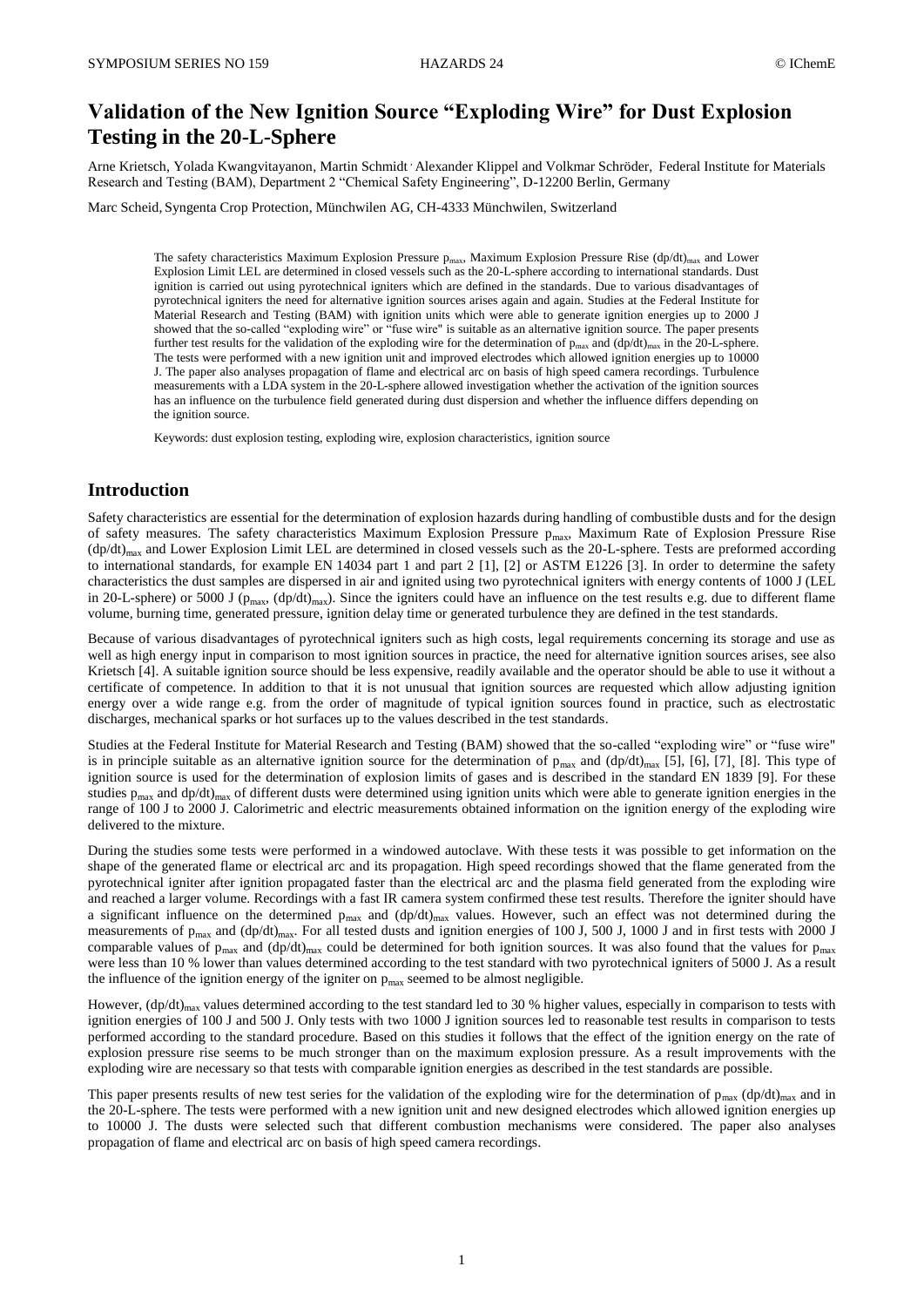# Validation of the New Ignition Source "Exploding Wire" for Dust Explosion Testing in the 20-L-Sphere

Arne Krietsch, Yolada Kwangvitayanon, Martin Schmidt, Alexander Klippel and Volkmar Schröder, Federal Institute for Materials Research and Testing (BAM), Department 2 "Chemical Safety Engineering", D-12200 Berlin, Germany

Marc Scheid, Syngenta Crop Protection, Münchwilen AG, CH-4333 Münchwilen, Switzerland

The safety characteristics Maximum Explosion Pressure $p_{max}$, Maximum Explosion Pressure Rise $(dp/dt)_{max}$ and Lower Explosion Limit LEL are determined in closed vessels such as the 20-L-sphere according to international standards. Dust ignition is carried out using pyrotechnical igniters which are defined in the standards. Due to various disadvantages of pyrotechnical igniters the need for alternative ignition sources arises again and again. Studies at the Federal Institute for Material Research and Testing (BAM) with ignition units which were able to generate ignition energies up to 2000 J showed that the so-called "exploding wire" or "fuse wire" is suitable as an alternative ignition source. The paper presents further test results for the validation of the exploding wire for the determination of $p_{max}$ and $(dp/dt)_{max}$ in the 20-L-sphere. The tests were performed with a new ignition unit and improved electrodes which allowed ignition energies up to 10000 J. The paper also analyses propagation of flame and electrical arc on basis of high speed camera recordings. Turbulence measurements with a LDA system in the 20-L-sphere allowed investigation whether the activation of the ignition sources has an influence on the turbulence field generated during dust dispersion and whether the influence differs depending on the ignition source.

Keywords: dust explosion testing, exploding wire, explosion characteristics, ignition source

## Introduction

Safety characteristics are essential for the determination of explosion hazards during handling of combustible dusts and for the design of safety measures. The safety characteristics Maximum Explosion Pressure $p_{max}$, Maximum Rate of Explosion Pressure Rise $(dp/dt)_{max}$ and Lower Explosion Limit LEL are determined in closed vessels such as the 20-L-sphere. Tests are preformed according to international standards, for example EN 14034 part 1 and part 2 [1], [2] or ASTM E1226 [3]. In order to determine the safety characteristics the dust samples are dispersed in air and ignited using two pyrotechnical igniters with energy contents of 1000 J (LEL in 20-L-sphere) or 5000 J ($p_{max}$, $(dp/dt)_{max}$). Since the igniters could have an influence on the test results e.g. due to different flame volume, burning time, generated pressure, ignition delay time or generated turbulence they are defined in the test standards.

Because of various disadvantages of pyrotechnical igniters such as high costs, legal requirements concerning its storage and use as well as high energy input in comparison to most ignition sources in practice, the need for alternative ignition sources arises, see also Krietsch [4]. A suitable ignition source should be less expensive, readily available and the operator should be able to use it without a certificate of competence. In addition to that it is not unusual that ignition sources are requested which allow adjusting ignition energy over a wide range e.g. from the order of magnitude of typical ignition sources found in practice, such as electrostatic discharges, mechanical sparks or hot surfaces up to the values described in the test standards.

Studies at the Federal Institute for Material Research and Testing (BAM) showed that the so-called "exploding wire" or "fuse wire" is in principle suitable as an alternative ignition source for the determination of $p_{max}$ and $(dp/dt)_{max}$ [5], [6], [7], [8]. This type of ignition source is used for the determination of explosion limits of gases and is described in the standard EN 1839 [9]. For these studies $p_{max}$ and $dp/dt)_{max}$ of different dusts were determined using ignition units which were able to generate ignition energies in the range of 100 J to 2000 J. Calorimetric and electric measurements obtained information on the ignition energy of the exploding wire delivered to the mixture.

During the studies some tests were performed in a windowed autoclave. With these tests it was possible to get information on the shape of the generated flame or electrical arc and its propagation. High speed recordings showed that the flame generated from the pyrotechnical igniter after ignition propagated faster than the electrical arc and the plasma field generated from the exploding wire and reached a larger volume. Recordings with a fast IR camera system confirmed these test results. Therefore the igniter should have a significant influence on the determined $p_{max}$ and $(dp/dt)_{max}$ values. However, such an effect was not determined during the measurements of $p_{max}$ and $(dp/dt)_{max}$. For all tested dusts and ignition energies of 100 J, 500 J, 1000 J and in first tests with 2000 J comparable values of $p_{max}$ and $(dp/dt)_{max}$ could be determined for both ignition sources. It was also found that the values for $p_{max}$ were less than 10 % lower than values determined according to the test standard with two pyrotechnical igniters of 5000 J. As a result the influence of the ignition energy of the igniter on $p_{max}$ seemed to be almost negligible.

However, $(dp/dt)_{max}$ values determined according to the test standard led to 30 % higher values, especially in comparison to tests with ignition energies of 100 J and 500 J. Only tests with two 1000 J ignition sources led to reasonable test results in comparison to tests performed according to the standard procedure. Based on this studies it follows that the effect of the ignition energy on the rate of explosion pressure rise seems to be much stronger than on the maximum explosion pressure. As a result improvements with the exploding wire are necessary so that tests with comparable ignition energies as described in the test standards are possible.

This paper presents results of new test series for the validation of the exploding wire for the determination of $p_{max}$ $(dp/dt)_{max}$ and in the 20-L-sphere. The tests were performed with a new ignition unit and new designed electrodes which allowed ignition energies up to 10000 J. The dusts were selected such that different combustion mechanisms were considered. The paper also analyses propagation of flame and electrical arc on basis of high speed camera recordings.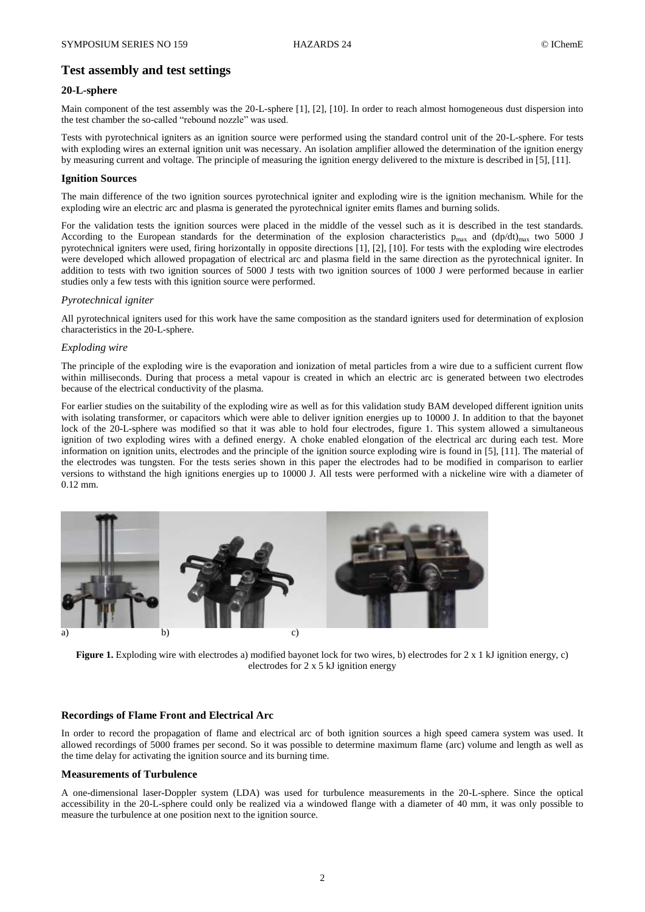## Test assembly and test settings

### 20-L-sphere

Main component of the test assembly was the 20-L-sphere [1], [2], [10]. In order to reach almost homogeneous dust dispersion into the test chamber the so-called "rebound nozzle" was used.

Tests with pyrotechnical igniters as an ignition source were performed using the standard control unit of the 20-L-sphere. For tests with exploding wires an external ignition unit was necessary. An isolation amplifier allowed the determination of the ignition energy by measuring current and voltage. The principle of measuring the ignition energy delivered to the mixture is described in [5], [11].

### Ignition Sources

The main difference of the two ignition sources pyrotechnical igniter and exploding wire is the ignition mechanism. While for the exploding wire an electric arc and plasma is generated the pyrotechnical igniter emits flames and burning solids.

For the validation tests the ignition sources were placed in the middle of the vessel such as it is described in the test standards. According to the European standards for the determination of the explosion characteristics $p_{max}$ and $(dp/dt)_{max}$ two 5000 J pyrotechnical igniters were used, firing horizontally in opposite directions [1], [2], [10]. For tests with the exploding wire electrodes were developed which allowed propagation of electrical arc and plasma field in the same direction as the pyrotechnical igniter. In addition to tests with two ignition sources of 5000 J tests with two ignition sources of 1000 J were performed because in earlier studies only a few tests with this ignition source were performed.

*Pyrotechnical igniter*

All pyrotechnical igniters used for this work have the same composition as the standard igniters used for determination of explosion characteristics in the 20-L-sphere.

*Exploding wire*

The principle of the exploding wire is the evaporation and ionization of metal particles from a wire due to a sufficient current flow within milliseconds. During that process a metal vapour is created in which an electric arc is generated between two electrodes because of the electrical conductivity of the plasma.

For earlier studies on the suitability of the exploding wire as well as for this validation study BAM developed different ignition units with isolating transformer, or capacitors which were able to deliver ignition energies up to 10000 J. In addition to that the bayonet lock of the 20-L-sphere was modified so that it was able to hold four electrodes, figure 1. This system allowed a simultaneous ignition of two exploding wires with a defined energy. A choke enabled elongation of the electrical arc during each test. More information on ignition units, electrodes and the principle of the ignition source exploding wire is found in [5], [11]. The material of the electrodes was tungsten. For the tests series shown in this paper the electrodes had to be modified in comparison to earlier versions to withstand the high ignitions energies up to 10000 J. All tests were performed with a nickeline wire with a diameter of 0.12 mm.

a) b) c)

**Figure 1.** Exploding wire with electrodes a) modified bayonet lock for two wires, b) electrodes for 2 x 1 kJ ignition energy, c) electrodes for 2 x 5 kJ ignition energy

### Recordings of Flame Front and Electrical Arc

In order to record the propagation of flame and electrical arc of both ignition sources a high speed camera system was used. It allowed recordings of 5000 frames per second. So it was possible to determine maximum flame (arc) volume and length as well as the time delay for activating the ignition source and its burning time.

### Measurements of Turbulence

A one-dimensional laser-Doppler system (LDA) was used for turbulence measurements in the 20-L-sphere. Since the optical accessibility in the 20-L-sphere could only be realized via a windowed flange with a diameter of 40 mm, it was only possible to measure the turbulence at one position next to the ignition source.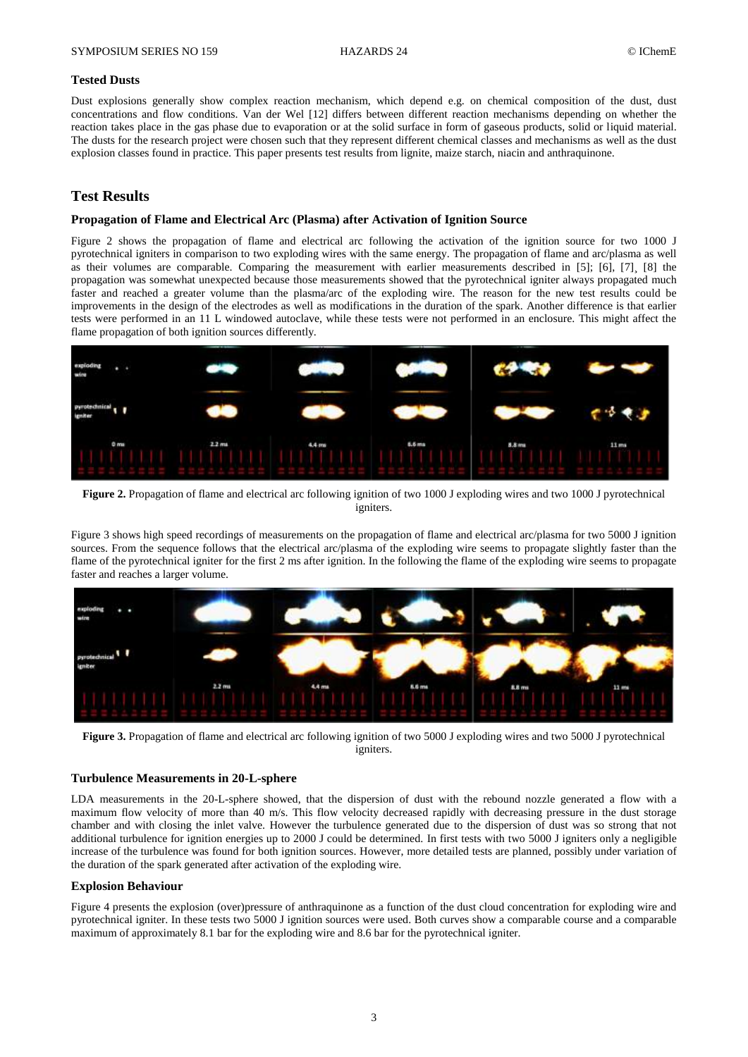### Tested Dusts

Dust explosions generally show complex reaction mechanism, which depend e.g. on chemical composition of the dust, dust concentrations and flow conditions. Van der Wel [12] differs between different reaction mechanisms depending on whether the reaction takes place in the gas phase due to evaporation or at the solid surface in form of gaseous products, solid or liquid material. The dusts for the research project were chosen such that they represent different chemical classes and mechanisms as well as the dust explosion classes found in practice. This paper presents test results from lignite, maize starch, niacin and anthraquinone.

## Test Results

### Propagation of Flame and Electrical Arc (Plasma) after Activation of Ignition Source

Figure 2 shows the propagation of flame and electrical arc following the activation of the ignition source for two 1000 J pyrotechnical igniters in comparison to two exploding wires with the same energy. The propagation of flame and arc/plasma as well as their volumes are comparable. Comparing the measurement with earlier measurements described in [5]; [6], [7], [8] the propagation was somewhat unexpected because those measurements showed that the pyrotechnical igniter always propagated much faster and reached a greater volume than the plasma/arc of the exploding wire. The reason for the new test results could be improvements in the design of the electrodes as well as modifications in the duration of the spark. Another difference is that earlier tests were performed in an 11 L windowed autoclave, while these tests were not performed in an enclosure. This might affect the flame propagation of both ignition sources differently.

**Figure 2.** Propagation of flame and electrical arc following ignition of two 1000 J exploding wires and two 1000 J pyrotechnical igniters.

Figure 3 shows high speed recordings of measurements on the propagation of flame and electrical arc/plasma for two 5000 J ignition sources. From the sequence follows that the electrical arc/plasma of the exploding wire seems to propagate slightly faster than the flame of the pyrotechnical igniter for the first 2 ms after ignition. In the following the flame of the exploding wire seems to propagate faster and reaches a larger volume.

**Figure 3.** Propagation of flame and electrical arc following ignition of two 5000 J exploding wires and two 5000 J pyrotechnical igniters.

### Turbulence Measurements in 20-L-sphere

LDA measurements in the 20-L-sphere showed, that the dispersion of dust with the rebound nozzle generated a flow with a maximum flow velocity of more than 40 m/s. This flow velocity decreased rapidly with decreasing pressure in the dust storage chamber and with closing the inlet valve. However the turbulence generated due to the dispersion of dust was so strong that not additional turbulence for ignition energies up to 2000 J could be determined. In first tests with two 5000 J igniters only a negligible increase of the turbulence was found for both ignition sources. However, more detailed tests are planned, possibly under variation of the duration of the spark generated after activation of the exploding wire.

### Explosion Behaviour

Figure 4 presents the explosion (over)pressure of anthraquinone as a function of the dust cloud concentration for exploding wire and pyrotechnical igniter. In these tests two 5000 J ignition sources were used. Both curves show a comparable course and a comparable maximum of approximately 8.1 bar for the exploding wire and 8.6 bar for the pyrotechnical igniter.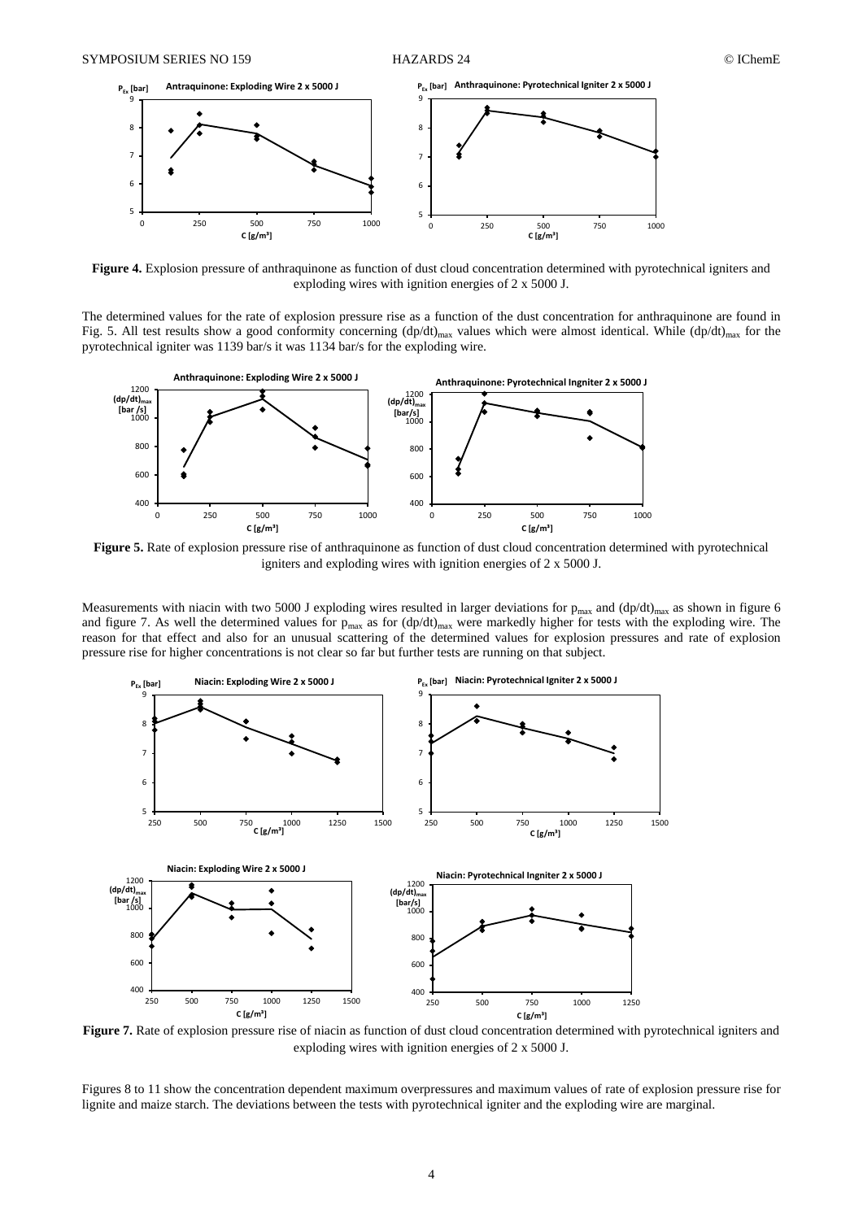**Figure 4.** Explosion pressure of anthraquinone as function of dust cloud concentration determined with pyrotechnical igniters and exploding wires with ignition energies of 2 x 5000 J.

The determined values for the rate of explosion pressure rise as a function of the dust concentration for anthraquinone are found in Fig. 5. All test results show a good conformity concerning $(dp/dt)_{max}$ values which were almost identical. While $(dp/dt)_{max}$ for the pyrotechnical igniter was 1139 bar/s it was 1134 bar/s for the exploding wire.

**Figure 5.** Rate of explosion pressure rise of anthraquinone as function of dust cloud concentration determined with pyrotechnical igniters and exploding wires with ignition energies of 2 x 5000 J.

Measurements with niacin with two 5000 J exploding wires resulted in larger deviations for $p_{max}$ and $(dp/dt)_{max}$ as shown in figure 6 and figure 7. As well the determined values for $p_{max}$ as for $(dp/dt)_{max}$ were markedly higher for tests with the exploding wire. The reason for that effect and also for an unusual scattering of the determined values for explosion pressures and rate of explosion pressure rise for higher concentrations is not clear so far but further tests are running on that subject.

**Figure 7.** Rate of explosion pressure rise of niacin as function of dust cloud concentration determined with pyrotechnical igniters and exploding wires with ignition energies of 2 x 5000 J.

Figures 8 to 11 show the concentration dependent maximum overpressures and maximum values of rate of explosion pressure rise for lignite and maize starch. The deviations between the tests with pyrotechnical igniter and the exploding wire are marginal.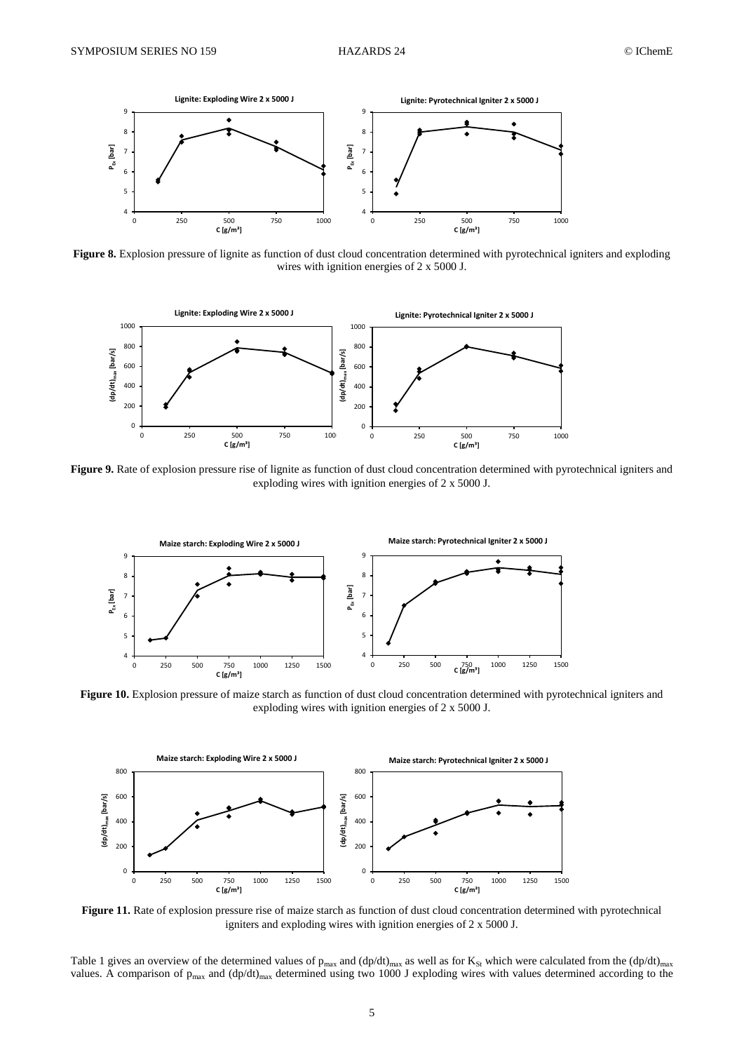**Figure 8.** Explosion pressure of lignite as function of dust cloud concentration determined with pyrotechnical igniters and exploding wires with ignition energies of 2 x 5000 J.

**Figure 9.** Rate of explosion pressure rise of lignite as function of dust cloud concentration determined with pyrotechnical igniters and exploding wires with ignition energies of 2 x 5000 J.

**Figure 10.** Explosion pressure of maize starch as function of dust cloud concentration determined with pyrotechnical igniters and exploding wires with ignition energies of 2 x 5000 J.

**Figure 11.** Rate of explosion pressure rise of maize starch as function of dust cloud concentration determined with pyrotechnical igniters and exploding wires with ignition energies of 2 x 5000 J.

Table 1 gives an overview of the determined values of $p_{max}$ and $(dp/dt)_{max}$ as well as for $K_{St}$ which were calculated from the $(dp/dt)_{max}$ values. A comparison of $p_{max}$ and $(dp/dt)_{max}$ determined using two 1000 J exploding wires with values determined according to the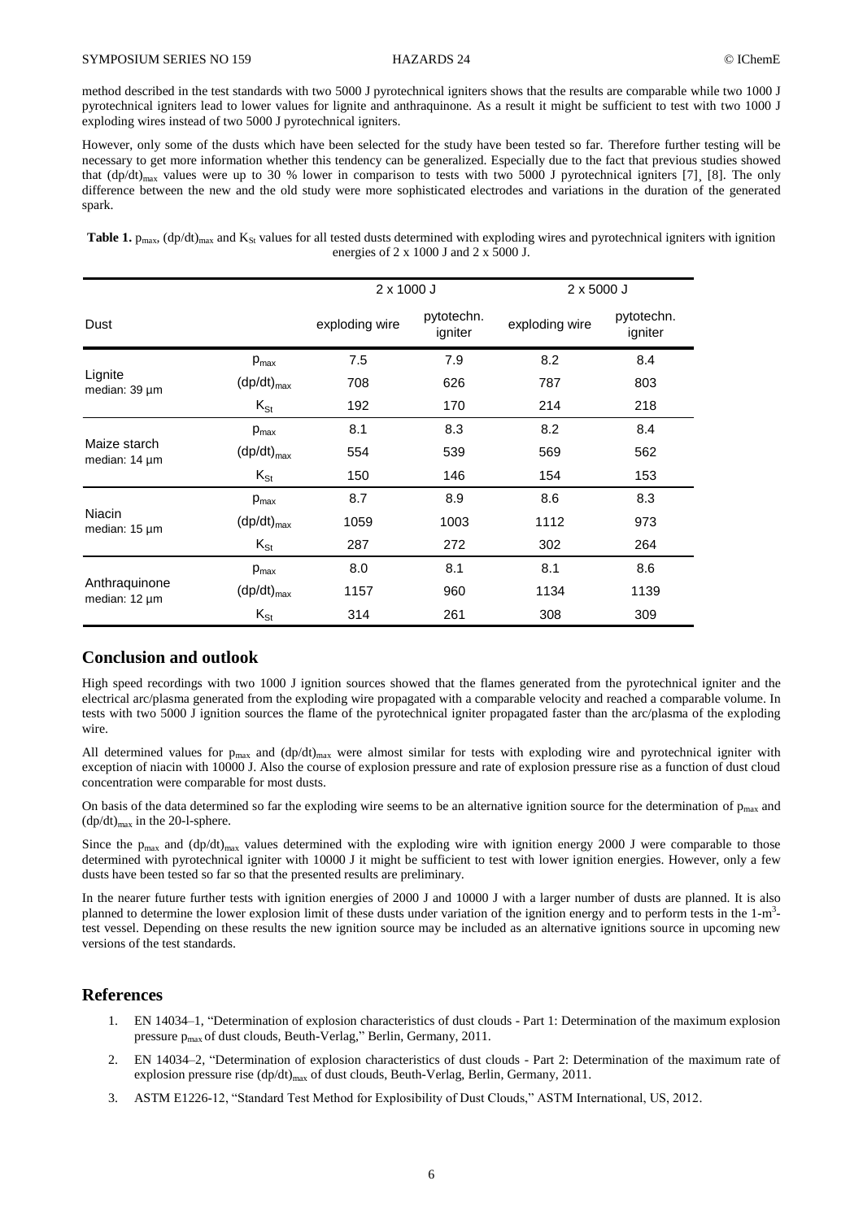method described in the test standards with two 5000 J pyrotechnical igniters shows that the results are comparable while two 1000 J pyrotechnical igniters lead to lower values for lignite and anthraquinone. As a result it might be sufficient to test with two 1000 J exploding wires instead of two 5000 J pyrotechnical igniters.

However, only some of the dusts which have been selected for the study have been tested so far. Therefore further testing will be necessary to get more information whether this tendency can be generalized. Especially due to the fact that previous studies showed that $(dp/dt)_{max}$ values were up to 30 % lower in comparison to tests with two 5000 J pyrotechnical igniters [7], [8]. The only difference between the new and the old study were more sophisticated electrodes and variations in the duration of the generated spark.

**Table 1.** $p_{max}$, $(dp/dt)_{max}$ and $K_{St}$ values for all tested dusts determined with exploding wires and pyrotechnical igniters with ignition energies of 2 x 1000 J and 2 x 5000 J.

| Dust | | 2 x 1000 J | | 2 x 5000 J | |
|---|---|---|---|---|---|
| | | exploding wire | pytotechn. igniter | exploding wire | pytotechn. igniter |
| Lignite median: 39 µm | $p_{max}$ | 7.5 | 7.9 | 8.2 | 8.4 |
| | $(dp/dt)_{max}$ | 708 | 626 | 787 | 803 |
| | $K_{St}$ | 192 | 170 | 214 | 218 |
| Maize starch median: 14 µm | $p_{max}$ | 8.1 | 8.3 | 8.2 | 8.4 |
| | $(dp/dt)_{max}$ | 554 | 539 | 569 | 562 |
| | $K_{St}$ | 150 | 146 | 154 | 153 |
| Niacin median: 15 µm | $p_{max}$ | 8.7 | 8.9 | 8.6 | 8.3 |
| | $(dp/dt)_{max}$ | 1059 | 1003 | 1112 | 973 |
| | $K_{St}$ | 287 | 272 | 302 | 264 |
| Anthraquinone median: 12 µm | $p_{max}$ | 8.0 | 8.1 | 8.1 | 8.6 |
| | $(dp/dt)_{max}$ | 1157 | 960 | 1134 | 1139 |
| | $K_{St}$ | 314 | 261 | 308 | 309 |

## Conclusion and outlook

High speed recordings with two 1000 J ignition sources showed that the flames generated from the pyrotechnical igniter and the electrical arc/plasma generated from the exploding wire propagated with a comparable velocity and reached a comparable volume. In tests with two 5000 J ignition sources the flame of the pyrotechnical igniter propagated faster than the arc/plasma of the exploding wire.

All determined values for $p_{max}$ and $(dp/dt)_{max}$ were almost similar for tests with exploding wire and pyrotechnical igniter with exception of niacin with 10000 J. Also the course of explosion pressure and rate of explosion pressure rise as a function of dust cloud concentration were comparable for most dusts.

On basis of the data determined so far the exploding wire seems to be an alternative ignition source for the determination of $p_{max}$ and $(dp/dt)_{max}$ in the 20-l-sphere.

Since the $p_{max}$ and $(dp/dt)_{max}$ values determined with the exploding wire with ignition energy 2000 J were comparable to those determined with pyrotechnical igniter with 10000 J it might be sufficient to test with lower ignition energies. However, only a few dusts have been tested so far so that the presented results are preliminary.

In the nearer future further tests with ignition energies of 2000 J and 10000 J with a larger number of dusts are planned. It is also planned to determine the lower explosion limit of these dusts under variation of the ignition energy and to perform tests in the 1-$m^3$-test vessel. Depending on these results the new ignition source may be included as an alternative ignitions source in upcoming new versions of the test standards.

## References

1. EN 14034–1, "Determination of explosion characteristics of dust clouds - Part 1: Determination of the maximum explosion pressure $p_{max}$ of dust clouds, Beuth-Verlag," Berlin, Germany, 2011.
2. EN 14034–2, "Determination of explosion characteristics of dust clouds - Part 2: Determination of the maximum rate of explosion pressure rise $(dp/dt)_{max}$ of dust clouds, Beuth-Verlag, Berlin, Germany, 2011.
3. ASTM E1226-12, "Standard Test Method for Explosibility of Dust Clouds," ASTM International, US, 2012.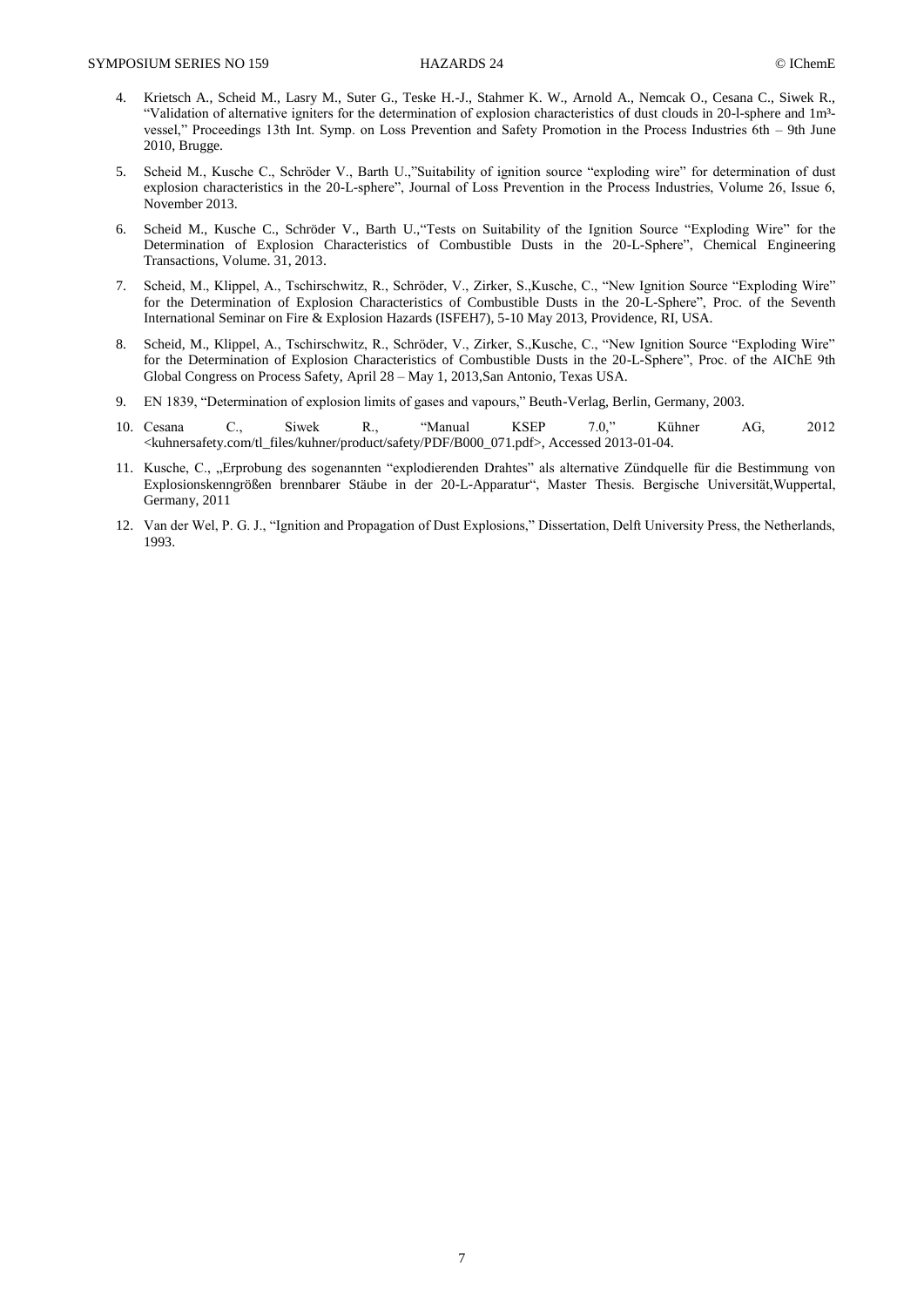4. Krietsch A., Scheid M., Lasry M., Suter G., Teske H.-J., Stahmer K. W., Arnold A., Nemcak O., Cesana C., Siwek R., "Validation of alternative igniters for the determination of explosion characteristics of dust clouds in 20-l-sphere and 1m³-vessel," Proceedings 13th Int. Symp. on Loss Prevention and Safety Promotion in the Process Industries 6th – 9th June 2010, Brugge.

5. Scheid M., Kusche C., Schröder V., Barth U.,"Suitability of ignition source "exploding wire" for determination of dust explosion characteristics in the 20-L-sphere", Journal of Loss Prevention in the Process Industries, Volume 26, Issue 6, November 2013.

6. Scheid M., Kusche C., Schröder V., Barth U.,"Tests on Suitability of the Ignition Source "Exploding Wire" for the Determination of Explosion Characteristics of Combustible Dusts in the 20-L-Sphere", Chemical Engineering Transactions, Volume. 31, 2013.

7. Scheid, M., Klippel, A., Tschirschwitz, R., Schröder, V., Zirker, S.,Kusche, C., "New Ignition Source "Exploding Wire" for the Determination of Explosion Characteristics of Combustible Dusts in the 20-L-Sphere", Proc. of the Seventh International Seminar on Fire & Explosion Hazards (ISFEH7), 5-10 May 2013, Providence, RI, USA.

8. Scheid, M., Klippel, A., Tschirschwitz, R., Schröder, V., Zirker, S.,Kusche, C., "New Ignition Source "Exploding Wire" for the Determination of Explosion Characteristics of Combustible Dusts in the 20-L-Sphere", Proc. of the AIChE 9th Global Congress on Process Safety, April 28 – May 1, 2013,San Antonio, Texas USA.

9. EN 1839, "Determination of explosion limits of gases and vapours," Beuth-Verlag, Berlin, Germany, 2003.

10. Cesana C., Siwek R., "Manual KSEP 7.0," Kühner AG, 2012 <kuhnersafety.com/tl_files/kuhner/product/safety/PDF/B000_071.pdf>, Accessed 2013-01-04.

11. Kusche, C., „Erprobung des sogenannten "explodierenden Drahtes" als alternative Zündquelle für die Bestimmung von Explosionskenngrößen brennbarer Stäube in der 20-L-Apparatur", Master Thesis. Bergische Universität,Wuppertal, Germany, 2011

12. Van der Wel, P. G. J., "Ignition and Propagation of Dust Explosions," Dissertation, Delft University Press, the Netherlands, 1993.